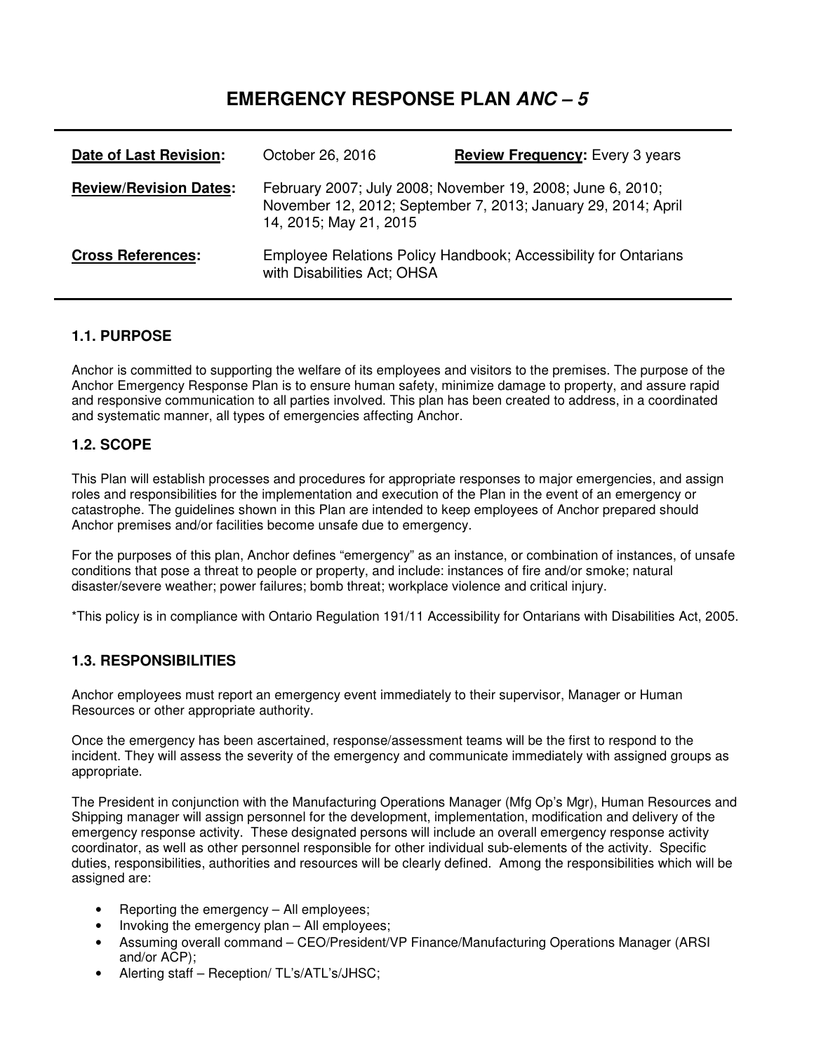# EMERGENCY RESPONSE PLAN *ANC – 5*

| | | |
|---|---|---|
| **Date of Last Revision:** | October 26, 2016 | **Review Frequency:** Every 3 years |
| **Review/Revision Dates:** | February 2007; July 2008; November 19, 2008; June 6, 2010; November 12, 2012; September 7, 2013; January 29, 2014; April 14, 2015; May 21, 2015 | |
| **Cross References:** | Employee Relations Policy Handbook; Accessibility for Ontarians with Disabilities Act; OHSA | |

### 1.1. PURPOSE

Anchor is committed to supporting the welfare of its employees and visitors to the premises. The purpose of the Anchor Emergency Response Plan is to ensure human safety, minimize damage to property, and assure rapid and responsive communication to all parties involved. This plan has been created to address, in a coordinated and systematic manner, all types of emergencies affecting Anchor.

### 1.2. SCOPE

This Plan will establish processes and procedures for appropriate responses to major emergencies, and assign roles and responsibilities for the implementation and execution of the Plan in the event of an emergency or catastrophe. The guidelines shown in this Plan are intended to keep employees of Anchor prepared should Anchor premises and/or facilities become unsafe due to emergency.

For the purposes of this plan, Anchor defines "emergency" as an instance, or combination of instances, of unsafe conditions that pose a threat to people or property, and include: instances of fire and/or smoke; natural disaster/severe weather; power failures; bomb threat; workplace violence and critical injury.

*This policy is in compliance with Ontario Regulation 191/11 Accessibility for Ontarians with Disabilities Act, 2005.

### 1.3. RESPONSIBILITIES

Anchor employees must report an emergency event immediately to their supervisor, Manager or Human Resources or other appropriate authority.

Once the emergency has been ascertained, response/assessment teams will be the first to respond to the incident. They will assess the severity of the emergency and communicate immediately with assigned groups as appropriate.

The President in conjunction with the Manufacturing Operations Manager (Mfg Op's Mgr), Human Resources and Shipping manager will assign personnel for the development, implementation, modification and delivery of the emergency response activity. These designated persons will include an overall emergency response activity coordinator, as well as other personnel responsible for other individual sub-elements of the activity. Specific duties, responsibilities, authorities and resources will be clearly defined. Among the responsibilities which will be assigned are:

- Reporting the emergency – All employees;
- Invoking the emergency plan – All employees;
- Assuming overall command – CEO/President/VP Finance/Manufacturing Operations Manager (ARSI and/or ACP);
- Alerting staff – Reception/ TL's/ATL's/JHSC;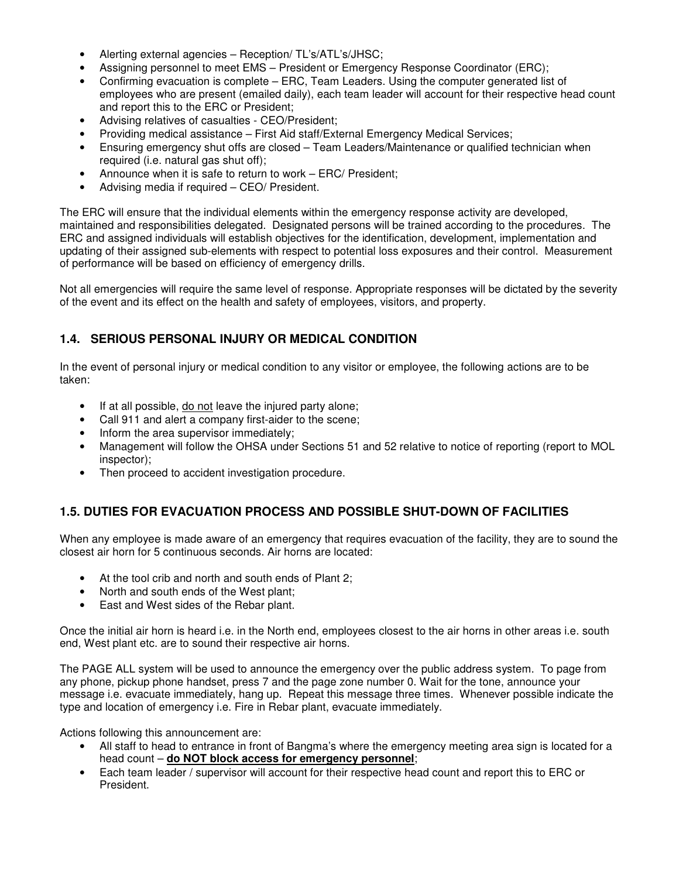- Alerting external agencies – Reception/ TL's/ATL's/JHSC;
- Assigning personnel to meet EMS – President or Emergency Response Coordinator (ERC);
- Confirming evacuation is complete – ERC, Team Leaders. Using the computer generated list of employees who are present (emailed daily), each team leader will account for their respective head count and report this to the ERC or President;
- Advising relatives of casualties - CEO/President;
- Providing medical assistance – First Aid staff/External Emergency Medical Services;
- Ensuring emergency shut offs are closed – Team Leaders/Maintenance or qualified technician when required (i.e. natural gas shut off);
- Announce when it is safe to return to work – ERC/ President;
- Advising media if required – CEO/ President.

The ERC will ensure that the individual elements within the emergency response activity are developed, maintained and responsibilities delegated. Designated persons will be trained according to the procedures. The ERC and assigned individuals will establish objectives for the identification, development, implementation and updating of their assigned sub-elements with respect to potential loss exposures and their control. Measurement of performance will be based on efficiency of emergency drills.

Not all emergencies will require the same level of response. Appropriate responses will be dictated by the severity of the event and its effect on the health and safety of employees, visitors, and property.

## 1.4. SERIOUS PERSONAL INJURY OR MEDICAL CONDITION

In the event of personal injury or medical condition to any visitor or employee, the following actions are to be taken:

- If at all possible, do not leave the injured party alone;
- Call 911 and alert a company first-aider to the scene;
- Inform the area supervisor immediately;
- Management will follow the OHSA under Sections 51 and 52 relative to notice of reporting (report to MOL inspector);
- Then proceed to accident investigation procedure.

## 1.5. DUTIES FOR EVACUATION PROCESS AND POSSIBLE SHUT-DOWN OF FACILITIES

When any employee is made aware of an emergency that requires evacuation of the facility, they are to sound the closest air horn for 5 continuous seconds. Air horns are located:

- At the tool crib and north and south ends of Plant 2;
- North and south ends of the West plant;
- East and West sides of the Rebar plant.

Once the initial air horn is heard i.e. in the North end, employees closest to the air horns in other areas i.e. south end, West plant etc. are to sound their respective air horns.

The PAGE ALL system will be used to announce the emergency over the public address system. To page from any phone, pickup phone handset, press 7 and the page zone number 0. Wait for the tone, announce your message i.e. evacuate immediately, hang up. Repeat this message three times. Whenever possible indicate the type and location of emergency i.e. Fire in Rebar plant, evacuate immediately.

Actions following this announcement are:

- All staff to head to entrance in front of Bangma's where the emergency meeting area sign is located for a head count – **do NOT block access for emergency personnel**;
- Each team leader / supervisor will account for their respective head count and report this to ERC or President.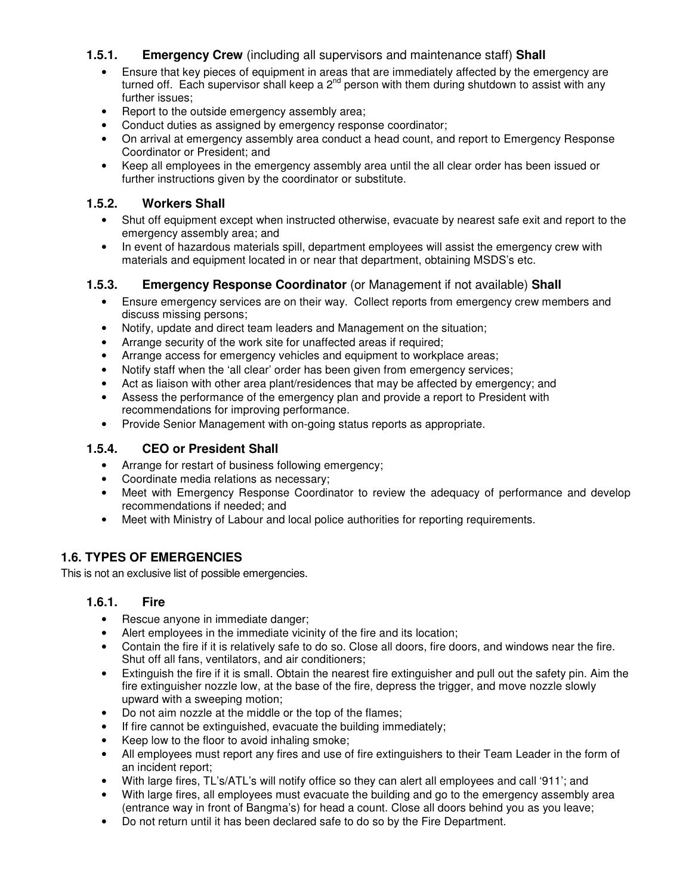### 1.5.1. **Emergency Crew** (including all supervisors and maintenance staff) **Shall**

- Ensure that key pieces of equipment in areas that are immediately affected by the emergency are turned off. Each supervisor shall keep a 2nd person with them during shutdown to assist with any further issues;
- Report to the outside emergency assembly area;
- Conduct duties as assigned by emergency response coordinator;
- On arrival at emergency assembly area conduct a head count, and report to Emergency Response Coordinator or President; and
- Keep all employees in the emergency assembly area until the all clear order has been issued or further instructions given by the coordinator or substitute.

### 1.5.2. **Workers Shall**

- Shut off equipment except when instructed otherwise, evacuate by nearest safe exit and report to the emergency assembly area; and
- In event of hazardous materials spill, department employees will assist the emergency crew with materials and equipment located in or near that department, obtaining MSDS's etc.

### 1.5.3. **Emergency Response Coordinator** (or Management if not available) **Shall**

- Ensure emergency services are on their way. Collect reports from emergency crew members and discuss missing persons;
- Notify, update and direct team leaders and Management on the situation;
- Arrange security of the work site for unaffected areas if required;
- Arrange access for emergency vehicles and equipment to workplace areas;
- Notify staff when the 'all clear' order has been given from emergency services;
- Act as liaison with other area plant/residences that may be affected by emergency; and
- Assess the performance of the emergency plan and provide a report to President with recommendations for improving performance.
- Provide Senior Management with on-going status reports as appropriate.

### 1.5.4. **CEO or President Shall**

- Arrange for restart of business following emergency;
- Coordinate media relations as necessary;
- Meet with Emergency Response Coordinator to review the adequacy of performance and develop recommendations if needed; and
- Meet with Ministry of Labour and local police authorities for reporting requirements.

## 1.6. TYPES OF EMERGENCIES

This is not an exclusive list of possible emergencies.

### 1.6.1. **Fire**

- Rescue anyone in immediate danger;
- Alert employees in the immediate vicinity of the fire and its location;
- Contain the fire if it is relatively safe to do so. Close all doors, fire doors, and windows near the fire. Shut off all fans, ventilators, and air conditioners;
- Extinguish the fire if it is small. Obtain the nearest fire extinguisher and pull out the safety pin. Aim the fire extinguisher nozzle low, at the base of the fire, depress the trigger, and move nozzle slowly upward with a sweeping motion;
- Do not aim nozzle at the middle or the top of the flames;
- If fire cannot be extinguished, evacuate the building immediately;
- Keep low to the floor to avoid inhaling smoke;
- All employees must report any fires and use of fire extinguishers to their Team Leader in the form of an incident report;
- With large fires, TL's/ATL's will notify office so they can alert all employees and call '911'; and
- With large fires, all employees must evacuate the building and go to the emergency assembly area (entrance way in front of Bangma's) for head a count. Close all doors behind you as you leave;
- Do not return until it has been declared safe to do so by the Fire Department.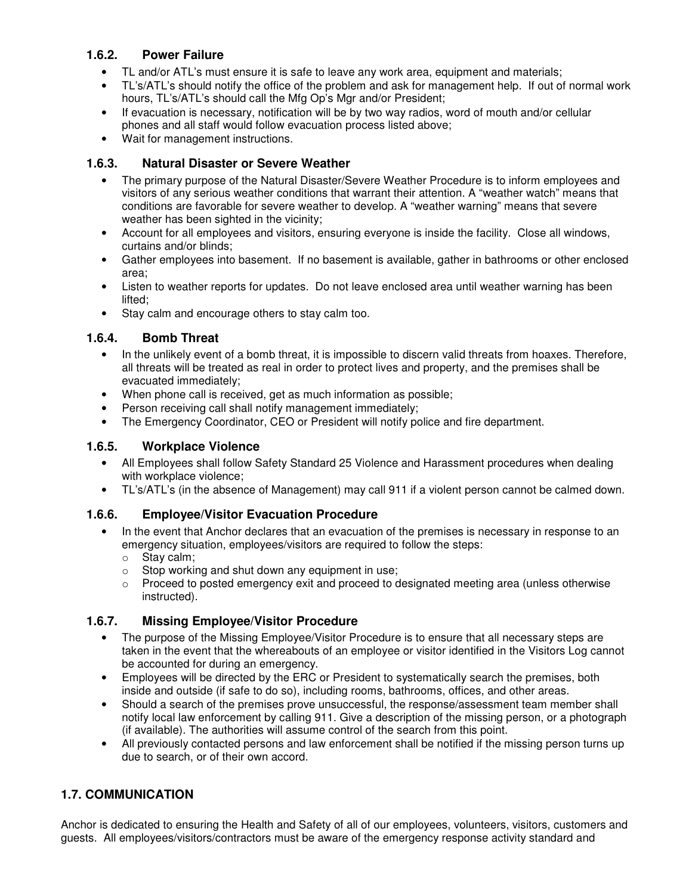### 1.6.2. Power Failure

- TL and/or ATL's must ensure it is safe to leave any work area, equipment and materials;
- TL's/ATL's should notify the office of the problem and ask for management help. If out of normal work hours, TL's/ATL's should call the Mfg Op's Mgr and/or President;
- If evacuation is necessary, notification will be by two way radios, word of mouth and/or cellular phones and all staff would follow evacuation process listed above;
- Wait for management instructions.

### 1.6.3. Natural Disaster or Severe Weather

- The primary purpose of the Natural Disaster/Severe Weather Procedure is to inform employees and visitors of any serious weather conditions that warrant their attention. A "weather watch" means that conditions are favorable for severe weather to develop. A "weather warning" means that severe weather has been sighted in the vicinity;
- Account for all employees and visitors, ensuring everyone is inside the facility. Close all windows, curtains and/or blinds;
- Gather employees into basement. If no basement is available, gather in bathrooms or other enclosed area;
- Listen to weather reports for updates. Do not leave enclosed area until weather warning has been lifted;
- Stay calm and encourage others to stay calm too.

### 1.6.4. Bomb Threat

- In the unlikely event of a bomb threat, it is impossible to discern valid threats from hoaxes. Therefore, all threats will be treated as real in order to protect lives and property, and the premises shall be evacuated immediately;
- When phone call is received, get as much information as possible;
- Person receiving call shall notify management immediately;
- The Emergency Coordinator, CEO or President will notify police and fire department.

### 1.6.5. Workplace Violence

- All Employees shall follow Safety Standard 25 Violence and Harassment procedures when dealing with workplace violence;
- TL's/ATL's (in the absence of Management) may call 911 if a violent person cannot be calmed down.

### 1.6.6. Employee/Visitor Evacuation Procedure

- In the event that Anchor declares that an evacuation of the premises is necessary in response to an emergency situation, employees/visitors are required to follow the steps:
  - Stay calm;
  - Stop working and shut down any equipment in use;
  - Proceed to posted emergency exit and proceed to designated meeting area (unless otherwise instructed).

### 1.6.7. Missing Employee/Visitor Procedure

- The purpose of the Missing Employee/Visitor Procedure is to ensure that all necessary steps are taken in the event that the whereabouts of an employee or visitor identified in the Visitors Log cannot be accounted for during an emergency.
- Employees will be directed by the ERC or President to systematically search the premises, both inside and outside (if safe to do so), including rooms, bathrooms, offices, and other areas.
- Should a search of the premises prove unsuccessful, the response/assessment team member shall notify local law enforcement by calling 911. Give a description of the missing person, or a photograph (if available). The authorities will assume control of the search from this point.
- All previously contacted persons and law enforcement shall be notified if the missing person turns up due to search, or of their own accord.

## 1.7. COMMUNICATION

Anchor is dedicated to ensuring the Health and Safety of all of our employees, volunteers, visitors, customers and guests. All employees/visitors/contractors must be aware of the emergency response activity standard and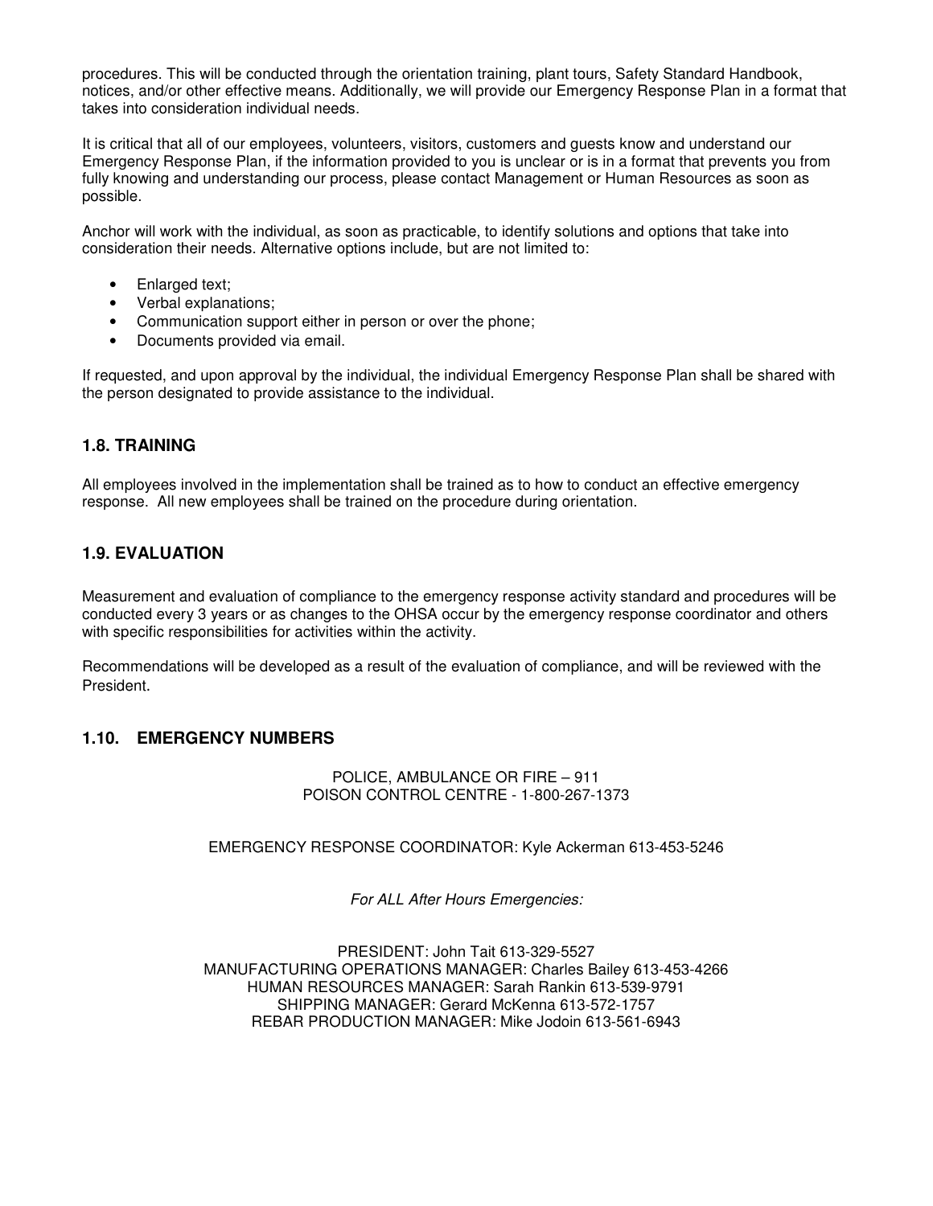procedures. This will be conducted through the orientation training, plant tours, Safety Standard Handbook, notices, and/or other effective means. Additionally, we will provide our Emergency Response Plan in a format that takes into consideration individual needs.

It is critical that all of our employees, volunteers, visitors, customers and guests know and understand our Emergency Response Plan, if the information provided to you is unclear or is in a format that prevents you from fully knowing and understanding our process, please contact Management or Human Resources as soon as possible.

Anchor will work with the individual, as soon as practicable, to identify solutions and options that take into consideration their needs. Alternative options include, but are not limited to:

- Enlarged text;
- Verbal explanations;
- Communication support either in person or over the phone;
- Documents provided via email.

If requested, and upon approval by the individual, the individual Emergency Response Plan shall be shared with the person designated to provide assistance to the individual.

### 1.8. TRAINING

All employees involved in the implementation shall be trained as to how to conduct an effective emergency response. All new employees shall be trained on the procedure during orientation.

### 1.9. EVALUATION

Measurement and evaluation of compliance to the emergency response activity standard and procedures will be conducted every 3 years or as changes to the OHSA occur by the emergency response coordinator and others with specific responsibilities for activities within the activity.

Recommendations will be developed as a result of the evaluation of compliance, and will be reviewed with the President.

### 1.10. EMERGENCY NUMBERS

POLICE, AMBULANCE OR FIRE – 911
POISON CONTROL CENTRE - 1-800-267-1373

EMERGENCY RESPONSE COORDINATOR: Kyle Ackerman 613-453-5246

*For ALL After Hours Emergencies:*

PRESIDENT: John Tait 613-329-5527
MANUFACTURING OPERATIONS MANAGER: Charles Bailey 613-453-4266
HUMAN RESOURCES MANAGER: Sarah Rankin 613-539-9791
SHIPPING MANAGER: Gerard McKenna 613-572-1757
REBAR PRODUCTION MANAGER: Mike Jodoin 613-561-6943